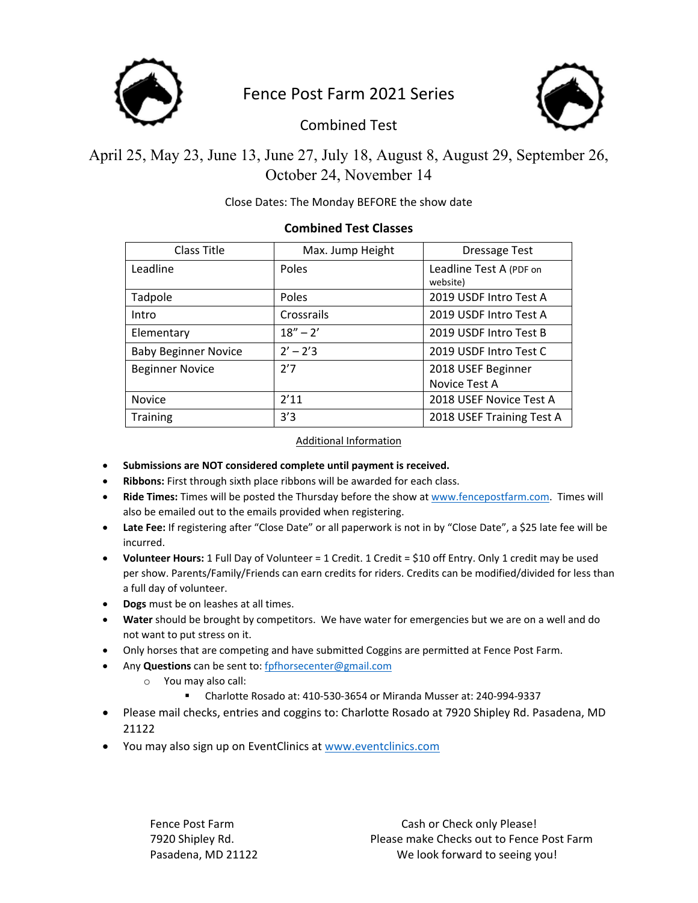# Fence Post Farm 2021 Series

## Combined Test

April 25, May 23, June 13, June 27, July 18, August 8, August 29, September 26, October 24, November 14

Close Dates: The Monday BEFORE the show date

### Combined Test Classes

| Class Title | Max. Jump Height | Dressage Test |
|---|---|---|
| Leadline | Poles | Leadline Test A (PDF on website) |
| Tadpole | Poles | 2019 USDF Intro Test A |
| Intro | Crossrails | 2019 USDF Intro Test A |
| Elementary | 18" – 2' | 2019 USDF Intro Test B |
| Baby Beginner Novice | 2' – 2'3 | 2019 USDF Intro Test C |
| Beginner Novice | 2'7 | 2018 USEF Beginner Novice Test A |
| Novice | 2'11 | 2018 USEF Novice Test A |
| Training | 3'3 | 2018 USEF Training Test A |

Additional Information

- **Submissions are NOT considered complete until payment is received.**
- **Ribbons:** First through sixth place ribbons will be awarded for each class.
- **Ride Times:** Times will be posted the Thursday before the show at www.fencepostfarm.com. Times will also be emailed out to the emails provided when registering.
- **Late Fee:** If registering after "Close Date" or all paperwork is not in by "Close Date", a $25 late fee will be incurred.
- **Volunteer Hours:** 1 Full Day of Volunteer = 1 Credit. 1 Credit = $10 off Entry. Only 1 credit may be used per show. Parents/Family/Friends can earn credits for riders. Credits can be modified/divided for less than a full day of volunteer.
- **Dogs** must be on leashes at all times.
- **Water** should be brought by competitors. We have water for emergencies but we are on a well and do not want to put stress on it.
- Only horses that are competing and have submitted Coggins are permitted at Fence Post Farm.
- Any **Questions** can be sent to: fpfhorsecenter@gmail.com
  - You may also call:
    - Charlotte Rosado at: 410-530-3654 or Miranda Musser at: 240-994-9337
- Please mail checks, entries and coggins to: Charlotte Rosado at 7920 Shipley Rd. Pasadena, MD 21122
- You may also sign up on EventClinics at www.eventclinics.com

Fence Post Farm
7920 Shipley Rd.
Pasadena, MD 21122

Cash or Check only Please!
Please make Checks out to Fence Post Farm
We look forward to seeing you!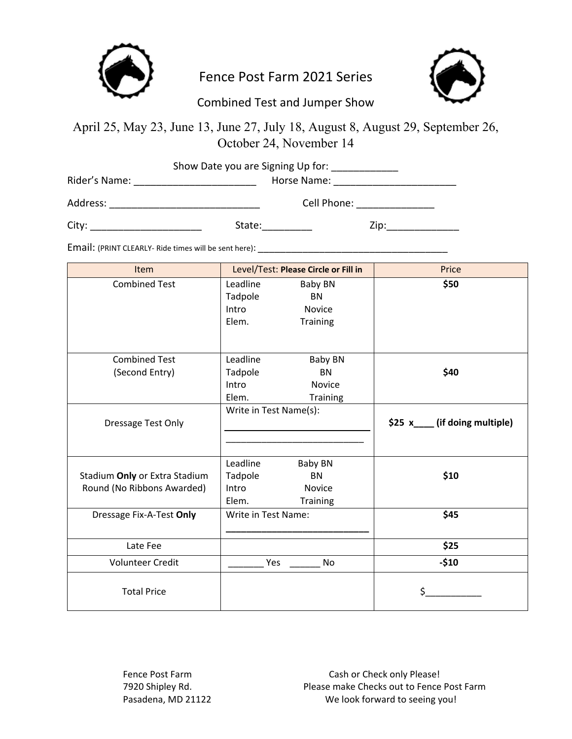# Fence Post Farm 2021 Series

## Combined Test and Jumper Show

April 25, May 23, June 13, June 27, July 18, August 8, August 29, September 26, October 24, November 14

Show Date you are Signing Up for: ____________

Rider's Name: ______________________ Horse Name: ______________________

Address: ____________________________ Cell Phone: ______________

City: ____________________ State:_________ Zip:_____________

Email: (PRINT CLEARLY- Ride times will be sent here): ______________________________________

| Item | Level/Test: **Please Circle or Fill in** | Price |
|---|---|---|
| Combined Test | Leadline Baby BN<br>Tadpole BN<br>Intro Novice<br>Elem. Training | **$50** |
| Combined Test<br>(Second Entry) | Leadline Baby BN<br>Tadpole BN<br>Intro Novice<br>Elem. Training | **$40** |
| Dressage Test Only | Write in Test Name(s):<br>____________________________<br>____________________________ | **$25 x____ (if doing multiple)** |
| Stadium **Only** or Extra Stadium Round (No Ribbons Awarded) | Leadline Baby BN<br>Tadpole BN<br>Intro Novice<br>Elem. Training | **$10** |
| Dressage Fix-A-Test **Only** | Write in Test Name:<br>____________________________ | **$45** |
| Late Fee | | **$25** |
| Volunteer Credit | _______ Yes ______ No | **-$10** |
| Total Price | | $___________ |

Fence Post Farm
7920 Shipley Rd.
Pasadena, MD 21122

Cash or Check only Please!
Please make Checks out to Fence Post Farm
We look forward to seeing you!